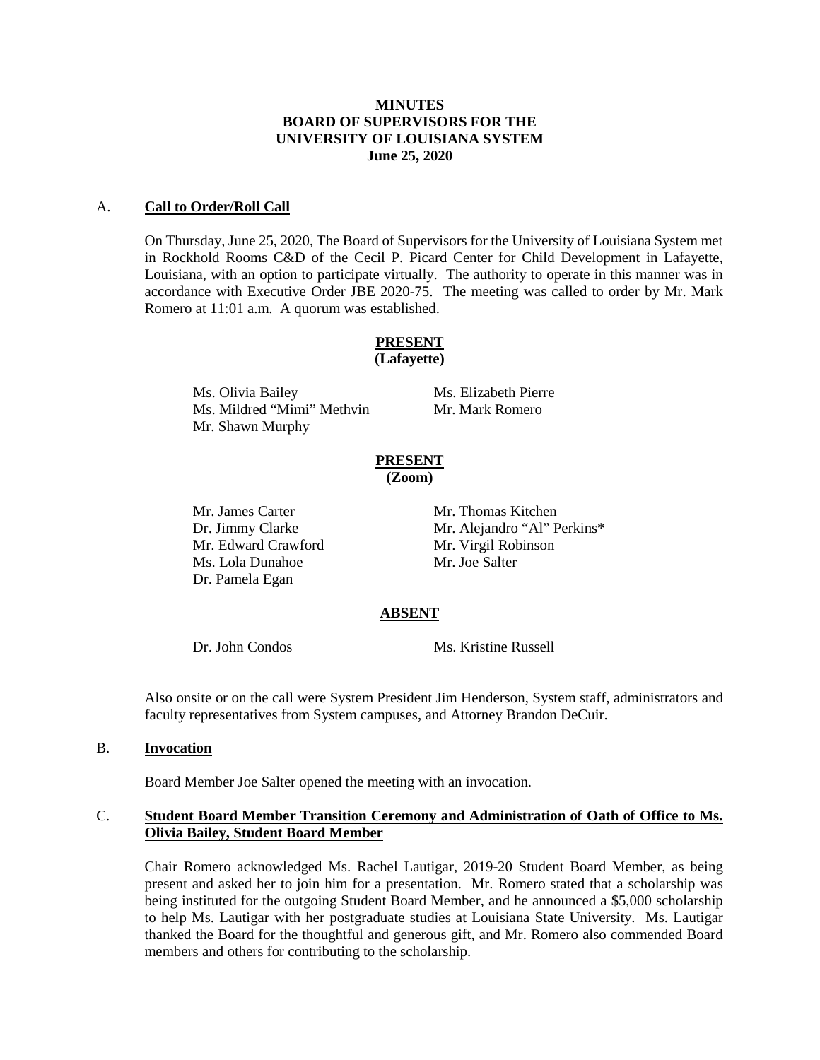**MINUTES**
**BOARD OF SUPERVISORS FOR THE**
**UNIVERSITY OF LOUISIANA SYSTEM**
**June 25, 2020**

A. **Call to Order/Roll Call**

On Thursday, June 25, 2020, The Board of Supervisors for the University of Louisiana System met in Rockhold Rooms C&D of the Cecil P. Picard Center for Child Development in Lafayette, Louisiana, with an option to participate virtually. The authority to operate in this manner was in accordance with Executive Order JBE 2020-75. The meeting was called to order by Mr. Mark Romero at 11:01 a.m. A quorum was established.

**PRESENT**
**(Lafayette)**

Ms. Olivia Bailey
Ms. Mildred "Mimi" Methvin
Mr. Shawn Murphy
Ms. Elizabeth Pierre
Mr. Mark Romero

**PRESENT**
**(Zoom)**

Mr. James Carter
Dr. Jimmy Clarke
Mr. Edward Crawford
Ms. Lola Dunahoe
Dr. Pamela Egan
Mr. Thomas Kitchen
Mr. Alejandro "Al" Perkins*
Mr. Virgil Robinson
Mr. Joe Salter

**ABSENT**

Dr. John Condos
Ms. Kristine Russell

Also onsite or on the call were System President Jim Henderson, System staff, administrators and faculty representatives from System campuses, and Attorney Brandon DeCuir.

B. **Invocation**

Board Member Joe Salter opened the meeting with an invocation.

C. **Student Board Member Transition Ceremony and Administration of Oath of Office to Ms. Olivia Bailey, Student Board Member**

Chair Romero acknowledged Ms. Rachel Lautigar, 2019-20 Student Board Member, as being present and asked her to join him for a presentation. Mr. Romero stated that a scholarship was being instituted for the outgoing Student Board Member, and he announced a $5,000 scholarship to help Ms. Lautigar with her postgraduate studies at Louisiana State University. Ms. Lautigar thanked the Board for the thoughtful and generous gift, and Mr. Romero also commended Board members and others for contributing to the scholarship.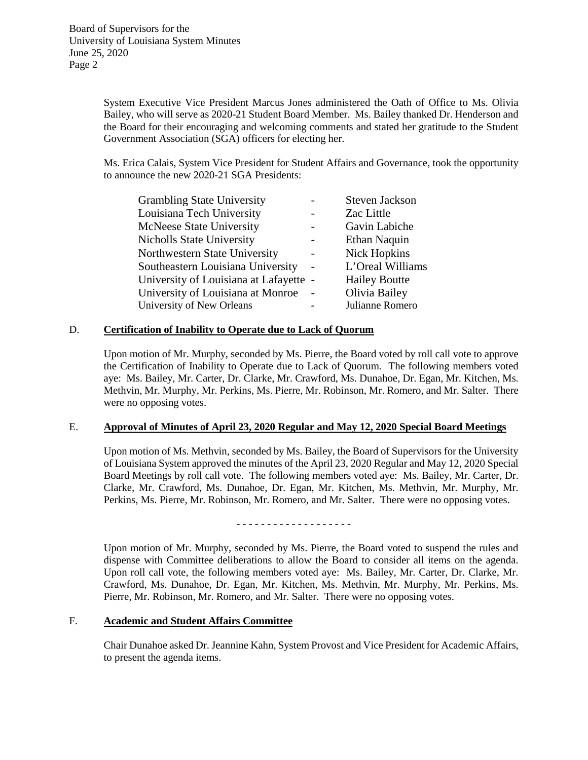System Executive Vice President Marcus Jones administered the Oath of Office to Ms. Olivia Bailey, who will serve as 2020-21 Student Board Member. Ms. Bailey thanked Dr. Henderson and the Board for their encouraging and welcoming comments and stated her gratitude to the Student Government Association (SGA) officers for electing her.

Ms. Erica Calais, System Vice President for Student Affairs and Governance, took the opportunity to announce the new 2020-21 SGA Presidents:

| | | |
|---|---|---|
| Grambling State University | - | Steven Jackson |
| Louisiana Tech University | - | Zac Little |
| McNeese State University | - | Gavin Labiche |
| Nicholls State University | - | Ethan Naquin |
| Northwestern State University | - | Nick Hopkins |
| Southeastern Louisiana University | - | L'Oreal Williams |
| University of Louisiana at Lafayette | - | Hailey Boutte |
| University of Louisiana at Monroe | - | Olivia Bailey |
| University of New Orleans | - | Julianne Romero |

## D. Certification of Inability to Operate due to Lack of Quorum

Upon motion of Mr. Murphy, seconded by Ms. Pierre, the Board voted by roll call vote to approve the Certification of Inability to Operate due to Lack of Quorum. The following members voted aye: Ms. Bailey, Mr. Carter, Dr. Clarke, Mr. Crawford, Ms. Dunahoe, Dr. Egan, Mr. Kitchen, Ms. Methvin, Mr. Murphy, Mr. Perkins, Ms. Pierre, Mr. Robinson, Mr. Romero, and Mr. Salter. There were no opposing votes.

## E. Approval of Minutes of April 23, 2020 Regular and May 12, 2020 Special Board Meetings

Upon motion of Ms. Methvin, seconded by Ms. Bailey, the Board of Supervisors for the University of Louisiana System approved the minutes of the April 23, 2020 Regular and May 12, 2020 Special Board Meetings by roll call vote. The following members voted aye: Ms. Bailey, Mr. Carter, Dr. Clarke, Mr. Crawford, Ms. Dunahoe, Dr. Egan, Mr. Kitchen, Ms. Methvin, Mr. Murphy, Mr. Perkins, Ms. Pierre, Mr. Robinson, Mr. Romero, and Mr. Salter. There were no opposing votes.

- - - - - - - - - - - - - - - - - - -

Upon motion of Mr. Murphy, seconded by Ms. Pierre, the Board voted to suspend the rules and dispense with Committee deliberations to allow the Board to consider all items on the agenda. Upon roll call vote, the following members voted aye: Ms. Bailey, Mr. Carter, Dr. Clarke, Mr. Crawford, Ms. Dunahoe, Dr. Egan, Mr. Kitchen, Ms. Methvin, Mr. Murphy, Mr. Perkins, Ms. Pierre, Mr. Robinson, Mr. Romero, and Mr. Salter. There were no opposing votes.

## F. Academic and Student Affairs Committee

Chair Dunahoe asked Dr. Jeannine Kahn, System Provost and Vice President for Academic Affairs, to present the agenda items.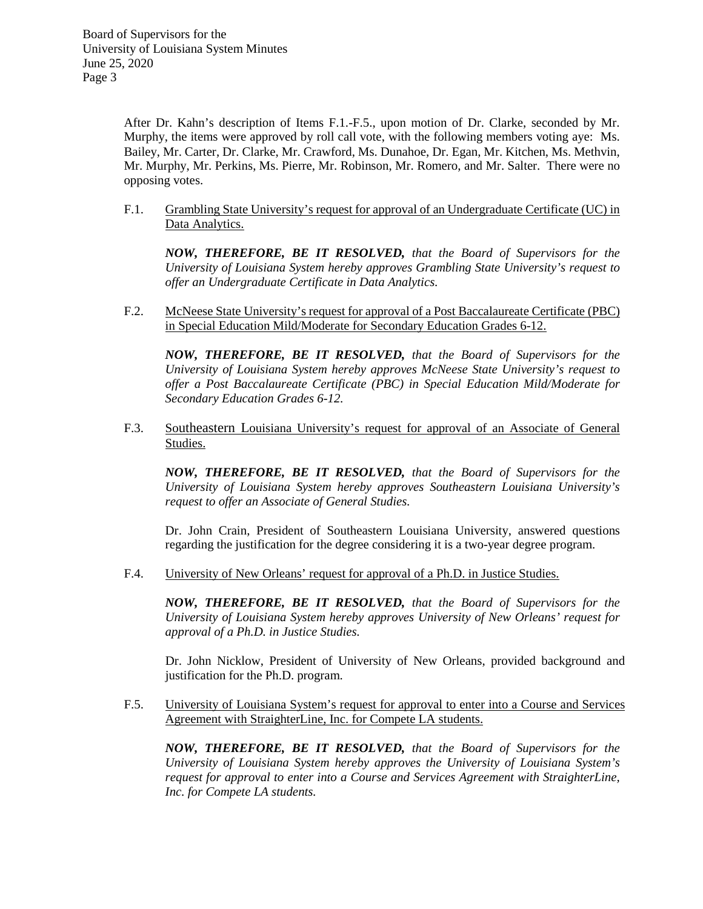After Dr. Kahn's description of Items F.1.-F.5., upon motion of Dr. Clarke, seconded by Mr. Murphy, the items were approved by roll call vote, with the following members voting aye: Ms. Bailey, Mr. Carter, Dr. Clarke, Mr. Crawford, Ms. Dunahoe, Dr. Egan, Mr. Kitchen, Ms. Methvin, Mr. Murphy, Mr. Perkins, Ms. Pierre, Mr. Robinson, Mr. Romero, and Mr. Salter. There were no opposing votes.

F.1. Grambling State University's request for approval of an Undergraduate Certificate (UC) in Data Analytics.

***NOW, THEREFORE, BE IT RESOLVED,*** *that the Board of Supervisors for the University of Louisiana System hereby approves Grambling State University's request to offer an Undergraduate Certificate in Data Analytics.*

F.2. McNeese State University's request for approval of a Post Baccalaureate Certificate (PBC) in Special Education Mild/Moderate for Secondary Education Grades 6-12.

***NOW, THEREFORE, BE IT RESOLVED,*** *that the Board of Supervisors for the University of Louisiana System hereby approves McNeese State University's request to offer a Post Baccalaureate Certificate (PBC) in Special Education Mild/Moderate for Secondary Education Grades 6-12.*

F.3. Southeastern Louisiana University's request for approval of an Associate of General Studies.

***NOW, THEREFORE, BE IT RESOLVED,*** *that the Board of Supervisors for the University of Louisiana System hereby approves Southeastern Louisiana University's request to offer an Associate of General Studies.*

Dr. John Crain, President of Southeastern Louisiana University, answered questions regarding the justification for the degree considering it is a two-year degree program.

F.4. University of New Orleans' request for approval of a Ph.D. in Justice Studies.

***NOW, THEREFORE, BE IT RESOLVED,*** *that the Board of Supervisors for the University of Louisiana System hereby approves University of New Orleans' request for approval of a Ph.D. in Justice Studies.*

Dr. John Nicklow, President of University of New Orleans, provided background and justification for the Ph.D. program.

F.5. University of Louisiana System's request for approval to enter into a Course and Services Agreement with StraighterLine, Inc. for Compete LA students.

***NOW, THEREFORE, BE IT RESOLVED,*** *that the Board of Supervisors for the University of Louisiana System hereby approves the University of Louisiana System's request for approval to enter into a Course and Services Agreement with StraighterLine, Inc. for Compete LA students.*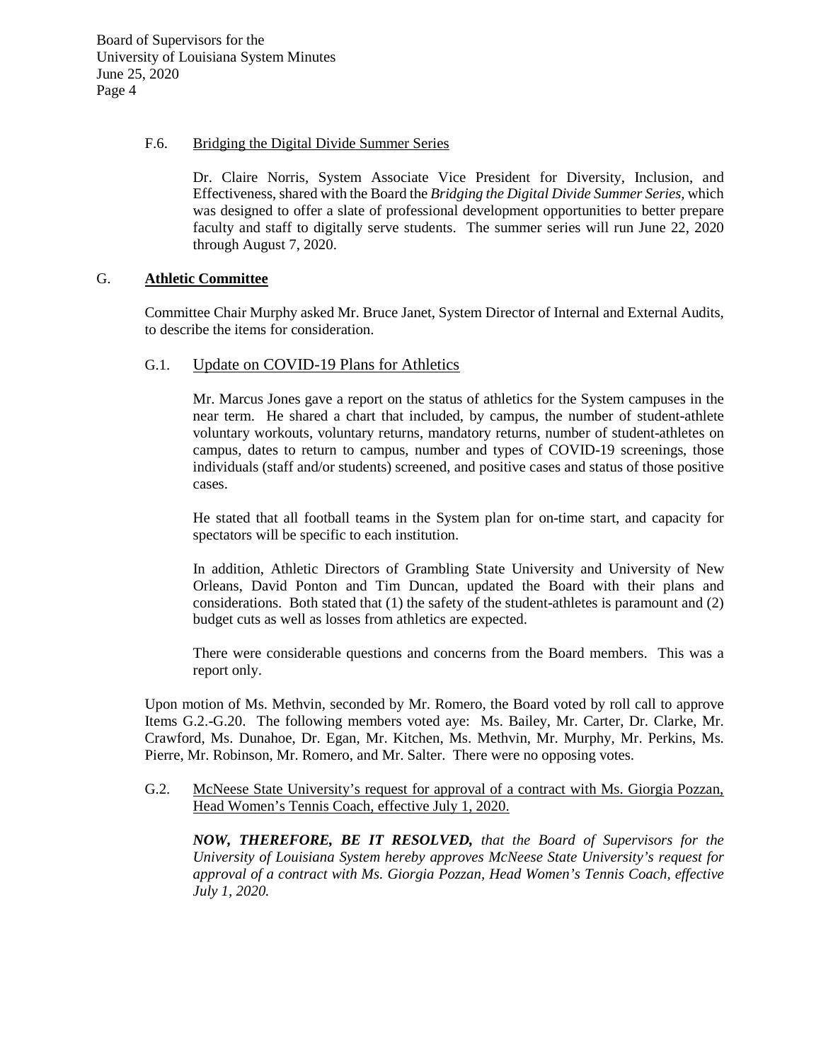F.6. Bridging the Digital Divide Summer Series

Dr. Claire Norris, System Associate Vice President for Diversity, Inclusion, and Effectiveness, shared with the Board the *Bridging the Digital Divide Summer Series*, which was designed to offer a slate of professional development opportunities to better prepare faculty and staff to digitally serve students. The summer series will run June 22, 2020 through August 7, 2020.

## G. **Athletic Committee**

Committee Chair Murphy asked Mr. Bruce Janet, System Director of Internal and External Audits, to describe the items for consideration.

G.1. Update on COVID-19 Plans for Athletics

Mr. Marcus Jones gave a report on the status of athletics for the System campuses in the near term. He shared a chart that included, by campus, the number of student-athlete voluntary workouts, voluntary returns, mandatory returns, number of student-athletes on campus, dates to return to campus, number and types of COVID-19 screenings, those individuals (staff and/or students) screened, and positive cases and status of those positive cases.

He stated that all football teams in the System plan for on-time start, and capacity for spectators will be specific to each institution.

In addition, Athletic Directors of Grambling State University and University of New Orleans, David Ponton and Tim Duncan, updated the Board with their plans and considerations. Both stated that (1) the safety of the student-athletes is paramount and (2) budget cuts as well as losses from athletics are expected.

There were considerable questions and concerns from the Board members. This was a report only.

Upon motion of Ms. Methvin, seconded by Mr. Romero, the Board voted by roll call to approve Items G.2.-G.20. The following members voted aye: Ms. Bailey, Mr. Carter, Dr. Clarke, Mr. Crawford, Ms. Dunahoe, Dr. Egan, Mr. Kitchen, Ms. Methvin, Mr. Murphy, Mr. Perkins, Ms. Pierre, Mr. Robinson, Mr. Romero, and Mr. Salter. There were no opposing votes.

G.2. McNeese State University's request for approval of a contract with Ms. Giorgia Pozzan, Head Women's Tennis Coach, effective July 1, 2020.

***NOW, THEREFORE, BE IT RESOLVED,*** *that the Board of Supervisors for the University of Louisiana System hereby approves McNeese State University's request for approval of a contract with Ms. Giorgia Pozzan, Head Women's Tennis Coach, effective July 1, 2020.*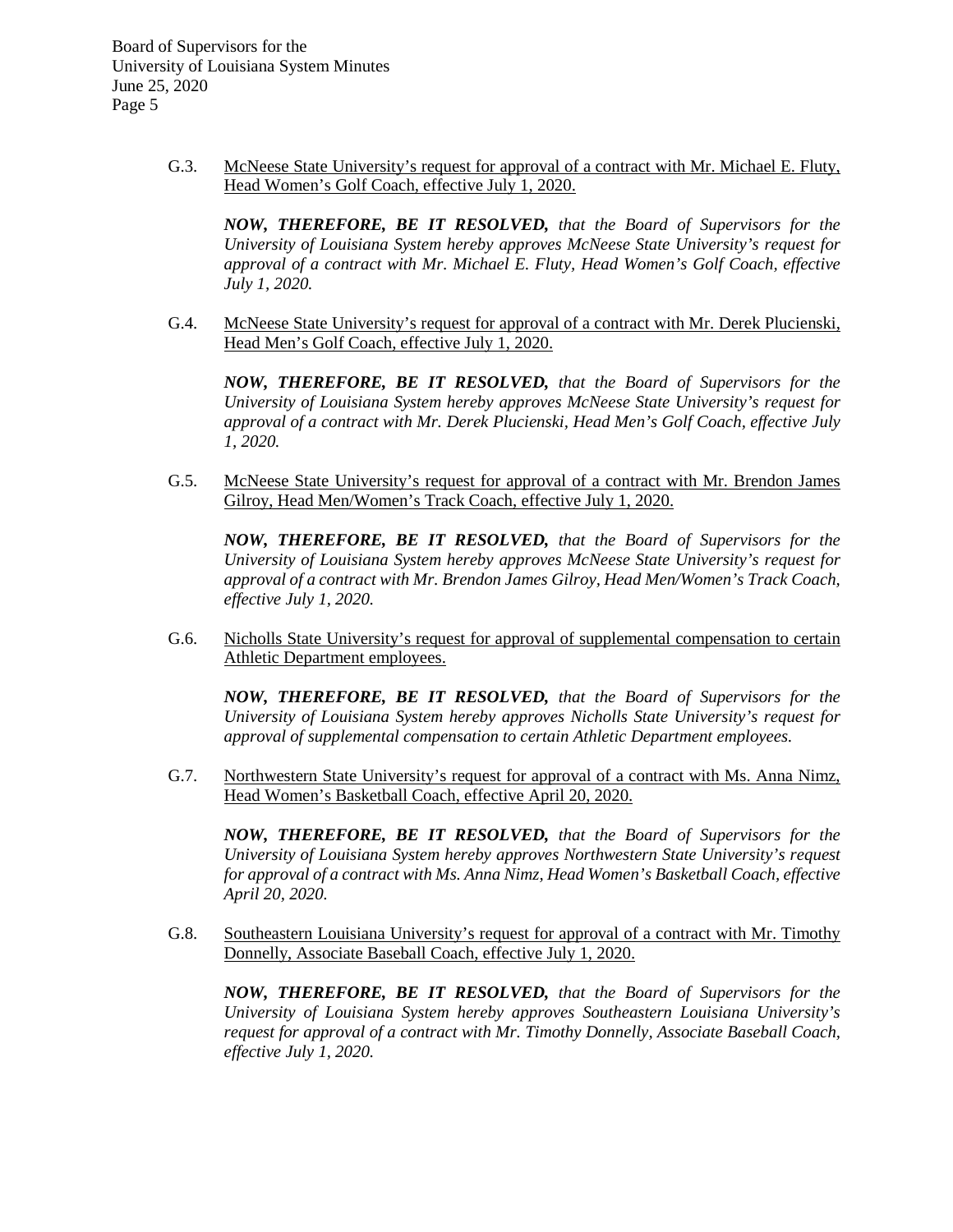G.3. <u>McNeese State University's request for approval of a contract with Mr. Michael E. Fluty, Head Women's Golf Coach, effective July 1, 2020.</u>

***NOW, THEREFORE, BE IT RESOLVED,*** *that the Board of Supervisors for the University of Louisiana System hereby approves McNeese State University's request for approval of a contract with Mr. Michael E. Fluty, Head Women's Golf Coach, effective July 1, 2020.*

G.4. <u>McNeese State University's request for approval of a contract with Mr. Derek Plucienski, Head Men's Golf Coach, effective July 1, 2020.</u>

***NOW, THEREFORE, BE IT RESOLVED,*** *that the Board of Supervisors for the University of Louisiana System hereby approves McNeese State University's request for approval of a contract with Mr. Derek Plucienski, Head Men's Golf Coach, effective July 1, 2020.*

G.5. <u>McNeese State University's request for approval of a contract with Mr. Brendon James Gilroy, Head Men/Women's Track Coach, effective July 1, 2020.</u>

***NOW, THEREFORE, BE IT RESOLVED,*** *that the Board of Supervisors for the University of Louisiana System hereby approves McNeese State University's request for approval of a contract with Mr. Brendon James Gilroy, Head Men/Women's Track Coach, effective July 1, 2020.*

G.6. <u>Nicholls State University's request for approval of supplemental compensation to certain Athletic Department employees.</u>

***NOW, THEREFORE, BE IT RESOLVED,*** *that the Board of Supervisors for the University of Louisiana System hereby approves Nicholls State University's request for approval of supplemental compensation to certain Athletic Department employees.*

G.7. <u>Northwestern State University's request for approval of a contract with Ms. Anna Nimz, Head Women's Basketball Coach, effective April 20, 2020.</u>

***NOW, THEREFORE, BE IT RESOLVED,*** *that the Board of Supervisors for the University of Louisiana System hereby approves Northwestern State University's request for approval of a contract with Ms. Anna Nimz, Head Women's Basketball Coach, effective April 20, 2020.*

G.8. <u>Southeastern Louisiana University's request for approval of a contract with Mr. Timothy Donnelly, Associate Baseball Coach, effective July 1, 2020.</u>

***NOW, THEREFORE, BE IT RESOLVED,*** *that the Board of Supervisors for the University of Louisiana System hereby approves Southeastern Louisiana University's request for approval of a contract with Mr. Timothy Donnelly, Associate Baseball Coach, effective July 1, 2020.*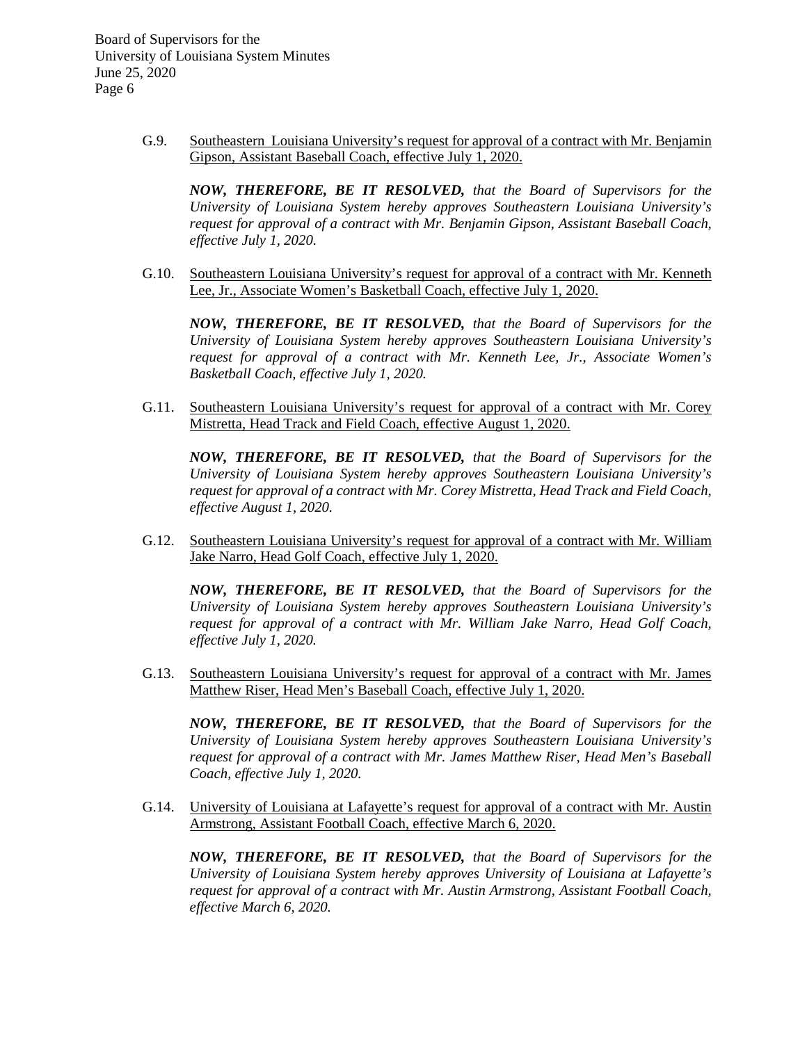G.9. Southeastern Louisiana University's request for approval of a contract with Mr. Benjamin Gipson, Assistant Baseball Coach, effective July 1, 2020.

***NOW, THEREFORE, BE IT RESOLVED,*** *that the Board of Supervisors for the University of Louisiana System hereby approves Southeastern Louisiana University's request for approval of a contract with Mr. Benjamin Gipson, Assistant Baseball Coach, effective July 1, 2020.*

G.10. Southeastern Louisiana University's request for approval of a contract with Mr. Kenneth Lee, Jr., Associate Women's Basketball Coach, effective July 1, 2020.

***NOW, THEREFORE, BE IT RESOLVED,*** *that the Board of Supervisors for the University of Louisiana System hereby approves Southeastern Louisiana University's request for approval of a contract with Mr. Kenneth Lee, Jr., Associate Women's Basketball Coach, effective July 1, 2020.*

G.11. Southeastern Louisiana University's request for approval of a contract with Mr. Corey Mistretta, Head Track and Field Coach, effective August 1, 2020.

***NOW, THEREFORE, BE IT RESOLVED,*** *that the Board of Supervisors for the University of Louisiana System hereby approves Southeastern Louisiana University's request for approval of a contract with Mr. Corey Mistretta, Head Track and Field Coach, effective August 1, 2020.*

G.12. Southeastern Louisiana University's request for approval of a contract with Mr. William Jake Narro, Head Golf Coach, effective July 1, 2020.

***NOW, THEREFORE, BE IT RESOLVED,*** *that the Board of Supervisors for the University of Louisiana System hereby approves Southeastern Louisiana University's request for approval of a contract with Mr. William Jake Narro, Head Golf Coach, effective July 1, 2020.*

G.13. Southeastern Louisiana University's request for approval of a contract with Mr. James Matthew Riser, Head Men's Baseball Coach, effective July 1, 2020.

***NOW, THEREFORE, BE IT RESOLVED,*** *that the Board of Supervisors for the University of Louisiana System hereby approves Southeastern Louisiana University's request for approval of a contract with Mr. James Matthew Riser, Head Men's Baseball Coach, effective July 1, 2020.*

G.14. University of Louisiana at Lafayette's request for approval of a contract with Mr. Austin Armstrong, Assistant Football Coach, effective March 6, 2020.

***NOW, THEREFORE, BE IT RESOLVED,*** *that the Board of Supervisors for the University of Louisiana System hereby approves University of Louisiana at Lafayette's request for approval of a contract with Mr. Austin Armstrong, Assistant Football Coach, effective March 6, 2020.*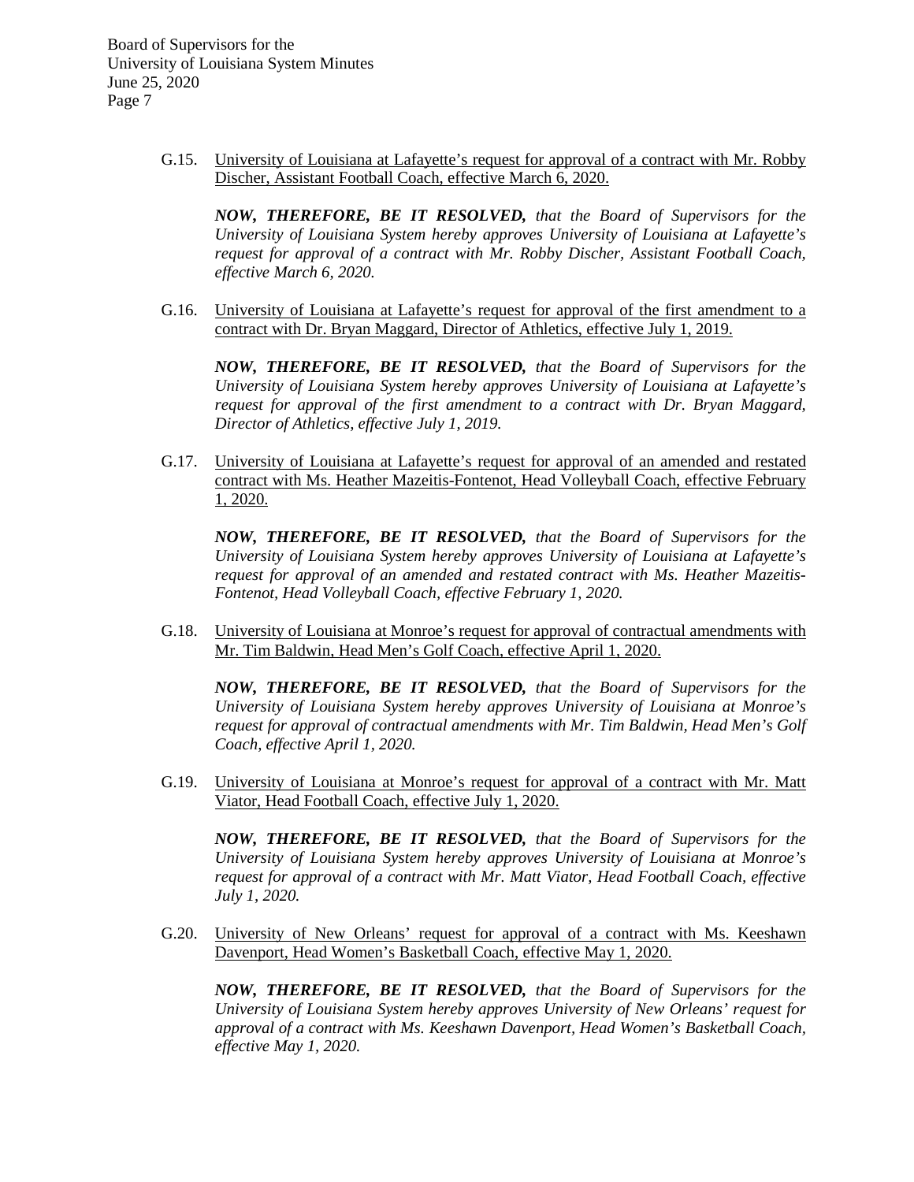G.15. University of Louisiana at Lafayette's request for approval of a contract with Mr. Robby Discher, Assistant Football Coach, effective March 6, 2020.

***NOW, THEREFORE, BE IT RESOLVED,*** *that the Board of Supervisors for the University of Louisiana System hereby approves University of Louisiana at Lafayette's request for approval of a contract with Mr. Robby Discher, Assistant Football Coach, effective March 6, 2020.*

G.16. University of Louisiana at Lafayette's request for approval of the first amendment to a contract with Dr. Bryan Maggard, Director of Athletics, effective July 1, 2019.

***NOW, THEREFORE, BE IT RESOLVED,*** *that the Board of Supervisors for the University of Louisiana System hereby approves University of Louisiana at Lafayette's request for approval of the first amendment to a contract with Dr. Bryan Maggard, Director of Athletics, effective July 1, 2019.*

G.17. University of Louisiana at Lafayette's request for approval of an amended and restated contract with Ms. Heather Mazeitis-Fontenot, Head Volleyball Coach, effective February 1, 2020.

***NOW, THEREFORE, BE IT RESOLVED,*** *that the Board of Supervisors for the University of Louisiana System hereby approves University of Louisiana at Lafayette's request for approval of an amended and restated contract with Ms. Heather Mazeitis-Fontenot, Head Volleyball Coach, effective February 1, 2020.*

G.18. University of Louisiana at Monroe's request for approval of contractual amendments with Mr. Tim Baldwin, Head Men's Golf Coach, effective April 1, 2020.

***NOW, THEREFORE, BE IT RESOLVED,*** *that the Board of Supervisors for the University of Louisiana System hereby approves University of Louisiana at Monroe's request for approval of contractual amendments with Mr. Tim Baldwin, Head Men's Golf Coach, effective April 1, 2020.*

G.19. University of Louisiana at Monroe's request for approval of a contract with Mr. Matt Viator, Head Football Coach, effective July 1, 2020.

***NOW, THEREFORE, BE IT RESOLVED,*** *that the Board of Supervisors for the University of Louisiana System hereby approves University of Louisiana at Monroe's request for approval of a contract with Mr. Matt Viator, Head Football Coach, effective July 1, 2020.*

G.20. University of New Orleans' request for approval of a contract with Ms. Keeshawn Davenport, Head Women's Basketball Coach, effective May 1, 2020.

***NOW, THEREFORE, BE IT RESOLVED,*** *that the Board of Supervisors for the University of Louisiana System hereby approves University of New Orleans' request for approval of a contract with Ms. Keeshawn Davenport, Head Women's Basketball Coach, effective May 1, 2020.*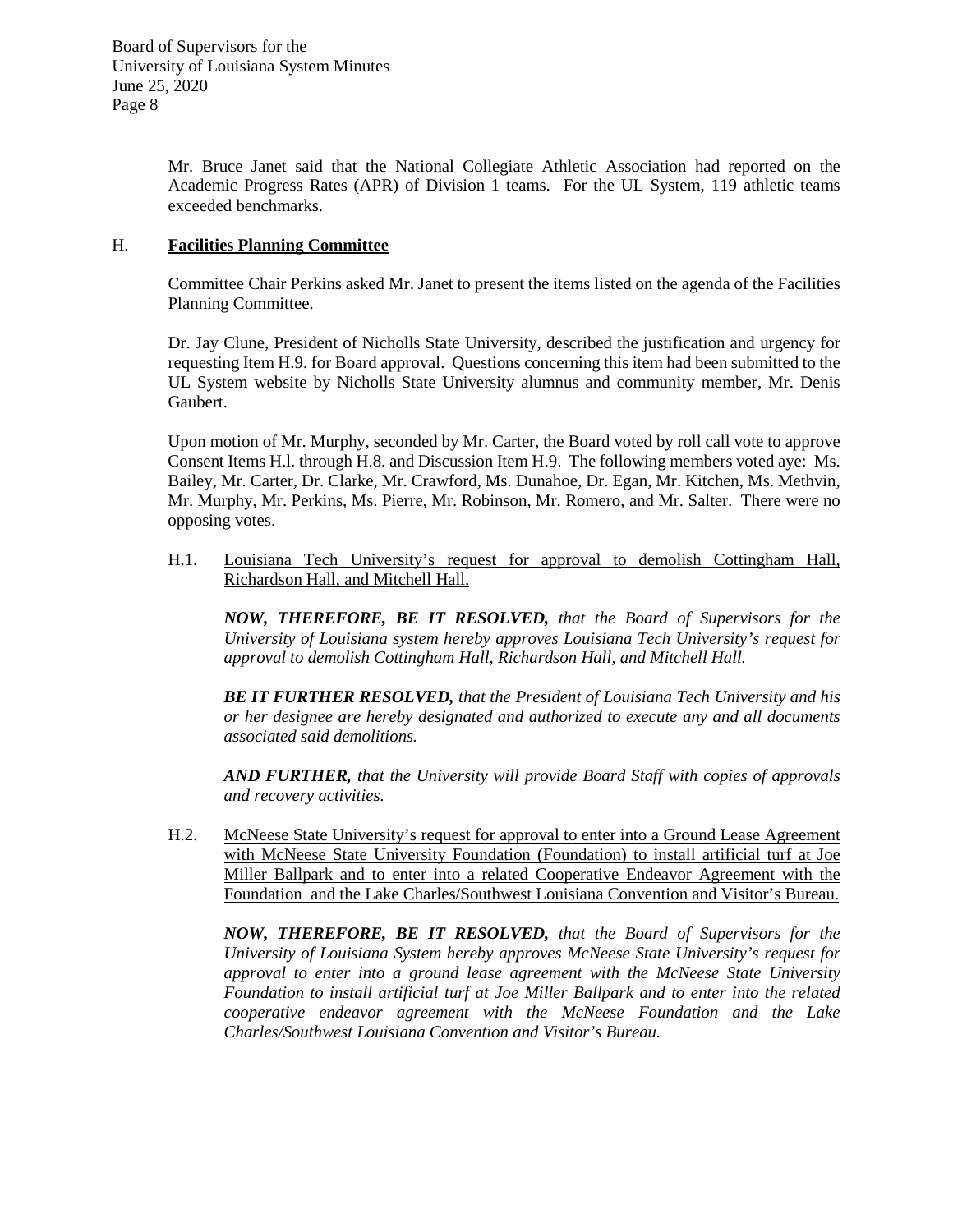Mr. Bruce Janet said that the National Collegiate Athletic Association had reported on the Academic Progress Rates (APR) of Division 1 teams. For the UL System, 119 athletic teams exceeded benchmarks.

## H. **Facilities Planning Committee**

Committee Chair Perkins asked Mr. Janet to present the items listed on the agenda of the Facilities Planning Committee.

Dr. Jay Clune, President of Nicholls State University, described the justification and urgency for requesting Item H.9. for Board approval. Questions concerning this item had been submitted to the UL System website by Nicholls State University alumnus and community member, Mr. Denis Gaubert.

Upon motion of Mr. Murphy, seconded by Mr. Carter, the Board voted by roll call vote to approve Consent Items H.l. through H.8. and Discussion Item H.9. The following members voted aye: Ms. Bailey, Mr. Carter, Dr. Clarke, Mr. Crawford, Ms. Dunahoe, Dr. Egan, Mr. Kitchen, Ms. Methvin, Mr. Murphy, Mr. Perkins, Ms. Pierre, Mr. Robinson, Mr. Romero, and Mr. Salter. There were no opposing votes.

H.1. Louisiana Tech University's request for approval to demolish Cottingham Hall, Richardson Hall, and Mitchell Hall.

***NOW, THEREFORE, BE IT RESOLVED,*** *that the Board of Supervisors for the University of Louisiana system hereby approves Louisiana Tech University's request for approval to demolish Cottingham Hall, Richardson Hall, and Mitchell Hall.*

***BE IT FURTHER RESOLVED,*** *that the President of Louisiana Tech University and his or her designee are hereby designated and authorized to execute any and all documents associated said demolitions.*

***AND FURTHER,*** *that the University will provide Board Staff with copies of approvals and recovery activities.*

H.2. McNeese State University's request for approval to enter into a Ground Lease Agreement with McNeese State University Foundation (Foundation) to install artificial turf at Joe Miller Ballpark and to enter into a related Cooperative Endeavor Agreement with the Foundation and the Lake Charles/Southwest Louisiana Convention and Visitor's Bureau.

***NOW, THEREFORE, BE IT RESOLVED,*** *that the Board of Supervisors for the University of Louisiana System hereby approves McNeese State University's request for approval to enter into a ground lease agreement with the McNeese State University Foundation to install artificial turf at Joe Miller Ballpark and to enter into the related cooperative endeavor agreement with the McNeese Foundation and the Lake Charles/Southwest Louisiana Convention and Visitor's Bureau.*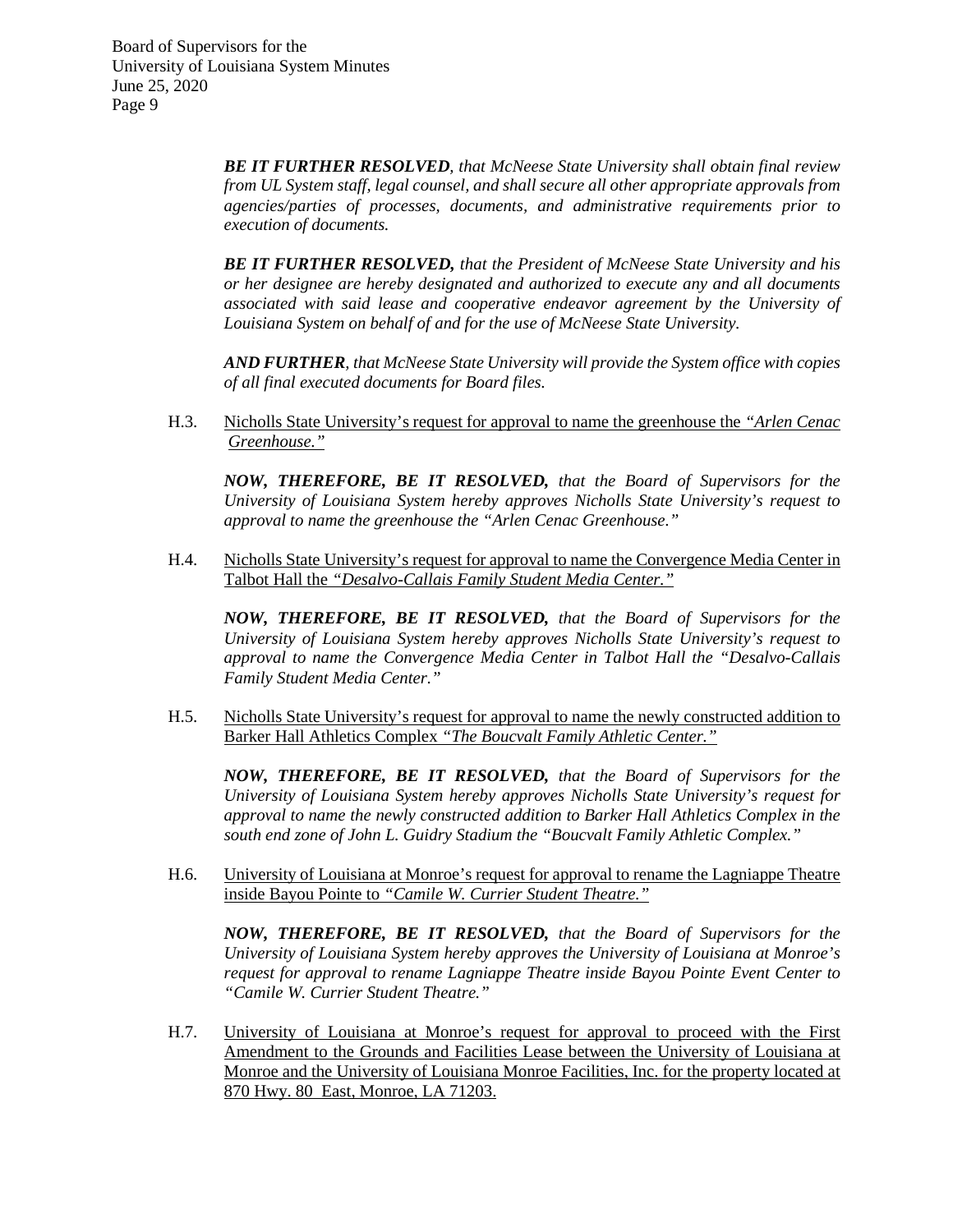***BE IT FURTHER RESOLVED**, that McNeese State University shall obtain final review from UL System staff, legal counsel, and shall secure all other appropriate approvals from agencies/parties of processes, documents, and administrative requirements prior to execution of documents.*

***BE IT FURTHER RESOLVED,** that the President of McNeese State University and his or her designee are hereby designated and authorized to execute any and all documents associated with said lease and cooperative endeavor agreement by the University of Louisiana System on behalf of and for the use of McNeese State University.*

***AND FURTHER**, that McNeese State University will provide the System office with copies of all final executed documents for Board files.*

H.3. <u>Nicholls State University's request for approval to name the greenhouse the *"Arlen Cenac Greenhouse."*</u>

***NOW, THEREFORE, BE IT RESOLVED,** that the Board of Supervisors for the University of Louisiana System hereby approves Nicholls State University's request to approval to name the greenhouse the "Arlen Cenac Greenhouse."*

H.4. <u>Nicholls State University's request for approval to name the Convergence Media Center in Talbot Hall the *"Desalvo-Callais Family Student Media Center."*</u>

***NOW, THEREFORE, BE IT RESOLVED,** that the Board of Supervisors for the University of Louisiana System hereby approves Nicholls State University's request to approval to name the Convergence Media Center in Talbot Hall the "Desalvo-Callais Family Student Media Center."*

H.5. <u>Nicholls State University's request for approval to name the newly constructed addition to Barker Hall Athletics Complex *"The Boucvalt Family Athletic Center."*</u>

***NOW, THEREFORE, BE IT RESOLVED,** that the Board of Supervisors for the University of Louisiana System hereby approves Nicholls State University's request for approval to name the newly constructed addition to Barker Hall Athletics Complex in the south end zone of John L. Guidry Stadium the "Boucvalt Family Athletic Complex."*

H.6. <u>University of Louisiana at Monroe's request for approval to rename the Lagniappe Theatre inside Bayou Pointe to *"Camile W. Currier Student Theatre."*</u>

***NOW, THEREFORE, BE IT RESOLVED,** that the Board of Supervisors for the University of Louisiana System hereby approves the University of Louisiana at Monroe's request for approval to rename Lagniappe Theatre inside Bayou Pointe Event Center to "Camile W. Currier Student Theatre."*

H.7. <u>University of Louisiana at Monroe's request for approval to proceed with the First Amendment to the Grounds and Facilities Lease between the University of Louisiana at Monroe and the University of Louisiana Monroe Facilities, Inc. for the property located at 870 Hwy. 80 East, Monroe, LA 71203.</u>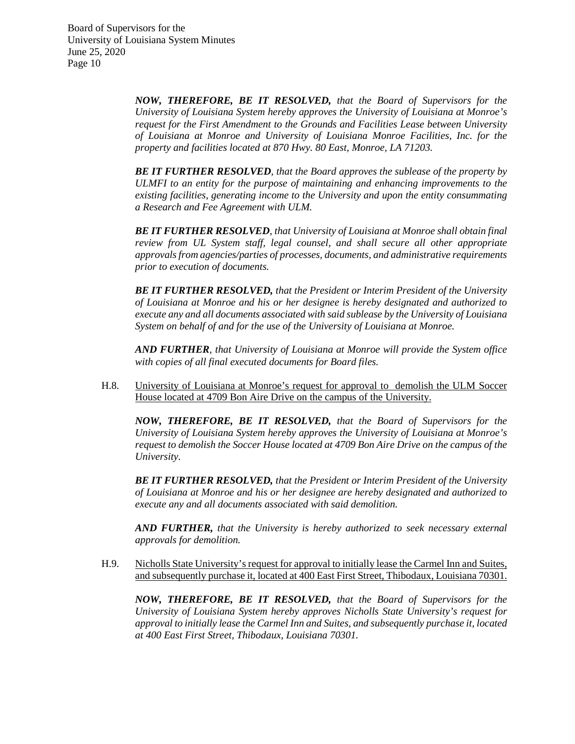***NOW, THEREFORE, BE IT RESOLVED,*** *that the Board of Supervisors for the University of Louisiana System hereby approves the University of Louisiana at Monroe's request for the First Amendment to the Grounds and Facilities Lease between University of Louisiana at Monroe and University of Louisiana Monroe Facilities, Inc. for the property and facilities located at 870 Hwy. 80 East, Monroe, LA 71203.*

***BE IT FURTHER RESOLVED****, that the Board approves the sublease of the property by ULMFI to an entity for the purpose of maintaining and enhancing improvements to the existing facilities, generating income to the University and upon the entity consummating a Research and Fee Agreement with ULM.*

***BE IT FURTHER RESOLVED****, that University of Louisiana at Monroe shall obtain final review from UL System staff, legal counsel, and shall secure all other appropriate approvals from agencies/parties of processes, documents, and administrative requirements prior to execution of documents.*

***BE IT FURTHER RESOLVED,*** *that the President or Interim President of the University of Louisiana at Monroe and his or her designee is hereby designated and authorized to execute any and all documents associated with said sublease by the University of Louisiana System on behalf of and for the use of the University of Louisiana at Monroe.*

***AND FURTHER****, that University of Louisiana at Monroe will provide the System office with copies of all final executed documents for Board files.*

H.8. <u>University of Louisiana at Monroe's request for approval to demolish the ULM Soccer House located at 4709 Bon Aire Drive on the campus of the University.</u>

***NOW, THEREFORE, BE IT RESOLVED,*** *that the Board of Supervisors for the University of Louisiana System hereby approves the University of Louisiana at Monroe's request to demolish the Soccer House located at 4709 Bon Aire Drive on the campus of the University.*

***BE IT FURTHER RESOLVED,*** *that the President or Interim President of the University of Louisiana at Monroe and his or her designee are hereby designated and authorized to execute any and all documents associated with said demolition.*

***AND FURTHER,*** *that the University is hereby authorized to seek necessary external approvals for demolition.*

H.9. <u>Nicholls State University's request for approval to initially lease the Carmel Inn and Suites, and subsequently purchase it, located at 400 East First Street, Thibodaux, Louisiana 70301.</u>

***NOW, THEREFORE, BE IT RESOLVED,*** *that the Board of Supervisors for the University of Louisiana System hereby approves Nicholls State University's request for approval to initially lease the Carmel Inn and Suites, and subsequently purchase it, located at 400 East First Street, Thibodaux, Louisiana 70301.*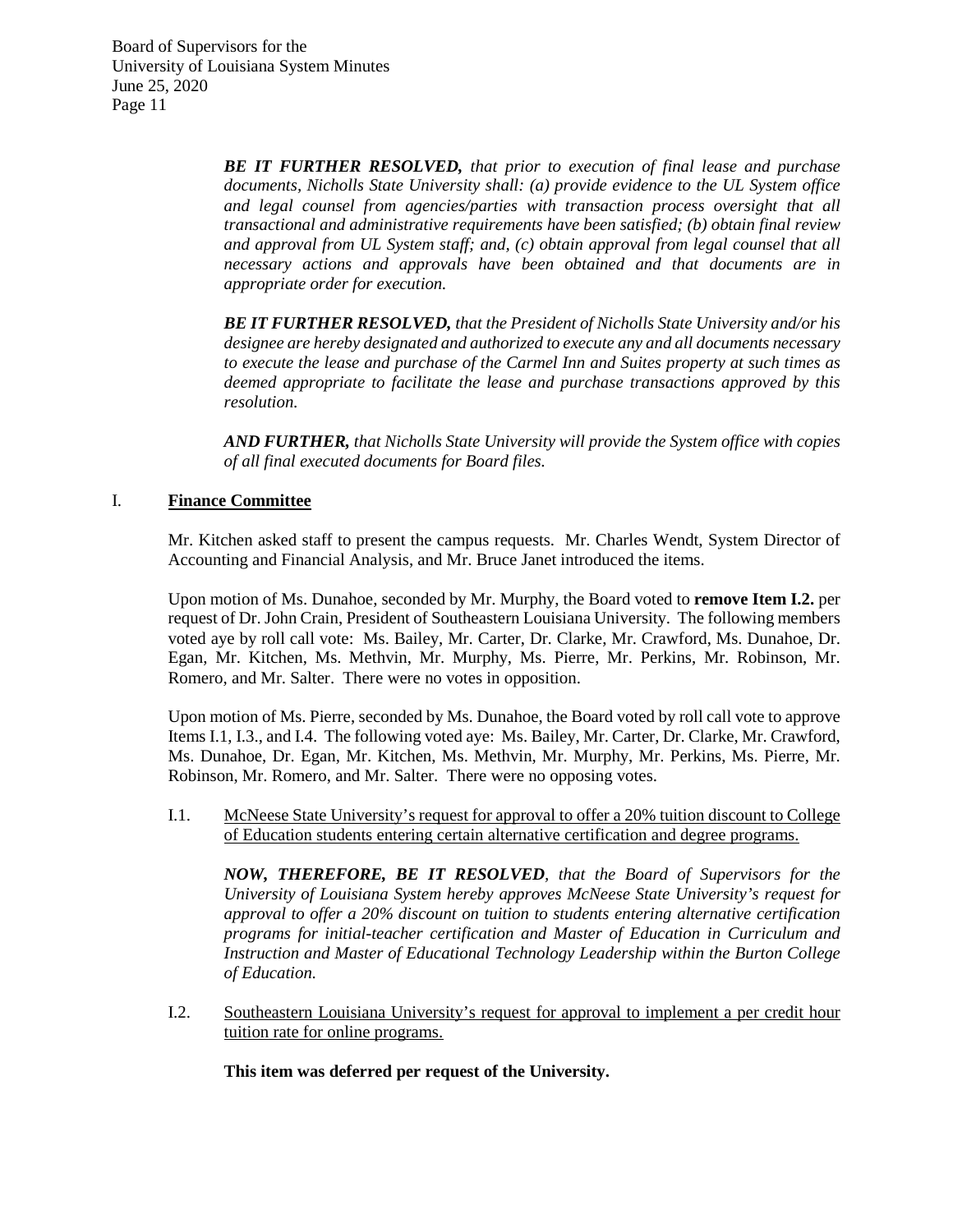*__BE IT FURTHER RESOLVED,__ that prior to execution of final lease and purchase documents, Nicholls State University shall: (a) provide evidence to the UL System office and legal counsel from agencies/parties with transaction process oversight that all transactional and administrative requirements have been satisfied; (b) obtain final review and approval from UL System staff; and, (c) obtain approval from legal counsel that all necessary actions and approvals have been obtained and that documents are in appropriate order for execution.*

*__BE IT FURTHER RESOLVED,__ that the President of Nicholls State University and/or his designee are hereby designated and authorized to execute any and all documents necessary to execute the lease and purchase of the Carmel Inn and Suites property at such times as deemed appropriate to facilitate the lease and purchase transactions approved by this resolution.*

*__AND FURTHER,__ that Nicholls State University will provide the System office with copies of all final executed documents for Board files.*

## I. <u>Finance Committee</u>

Mr. Kitchen asked staff to present the campus requests. Mr. Charles Wendt, System Director of Accounting and Financial Analysis, and Mr. Bruce Janet introduced the items.

Upon motion of Ms. Dunahoe, seconded by Mr. Murphy, the Board voted to **remove Item I.2.** per request of Dr. John Crain, President of Southeastern Louisiana University. The following members voted aye by roll call vote: Ms. Bailey, Mr. Carter, Dr. Clarke, Mr. Crawford, Ms. Dunahoe, Dr. Egan, Mr. Kitchen, Ms. Methvin, Mr. Murphy, Ms. Pierre, Mr. Perkins, Mr. Robinson, Mr. Romero, and Mr. Salter. There were no votes in opposition.

Upon motion of Ms. Pierre, seconded by Ms. Dunahoe, the Board voted by roll call vote to approve Items I.1, I.3., and I.4. The following voted aye: Ms. Bailey, Mr. Carter, Dr. Clarke, Mr. Crawford, Ms. Dunahoe, Dr. Egan, Mr. Kitchen, Ms. Methvin, Mr. Murphy, Mr. Perkins, Ms. Pierre, Mr. Robinson, Mr. Romero, and Mr. Salter. There were no opposing votes.

I.1. <u>McNeese State University's request for approval to offer a 20% tuition discount to College of Education students entering certain alternative certification and degree programs.</u>

*__NOW, THEREFORE, BE IT RESOLVED__, that the Board of Supervisors for the University of Louisiana System hereby approves McNeese State University's request for approval to offer a 20% discount on tuition to students entering alternative certification programs for initial-teacher certification and Master of Education in Curriculum and Instruction and Master of Educational Technology Leadership within the Burton College of Education.*

I.2. <u>Southeastern Louisiana University's request for approval to implement a per credit hour tuition rate for online programs.</u>

**This item was deferred per request of the University.**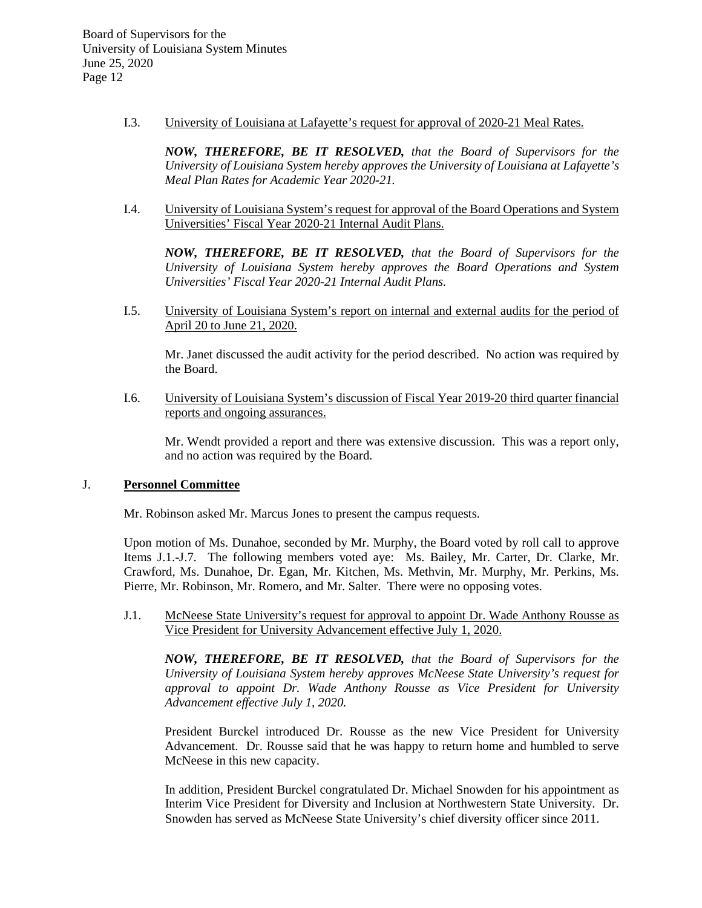I.3. University of Louisiana at Lafayette's request for approval of 2020-21 Meal Rates.

***NOW, THEREFORE, BE IT RESOLVED,*** *that the Board of Supervisors for the University of Louisiana System hereby approves the University of Louisiana at Lafayette's Meal Plan Rates for Academic Year 2020-21.*

I.4. University of Louisiana System's request for approval of the Board Operations and System Universities' Fiscal Year 2020-21 Internal Audit Plans.

***NOW, THEREFORE, BE IT RESOLVED,*** *that the Board of Supervisors for the University of Louisiana System hereby approves the Board Operations and System Universities' Fiscal Year 2020-21 Internal Audit Plans.*

I.5. University of Louisiana System's report on internal and external audits for the period of April 20 to June 21, 2020.

Mr. Janet discussed the audit activity for the period described. No action was required by the Board.

I.6. University of Louisiana System's discussion of Fiscal Year 2019-20 third quarter financial reports and ongoing assurances.

Mr. Wendt provided a report and there was extensive discussion. This was a report only, and no action was required by the Board.

## J. Personnel Committee

Mr. Robinson asked Mr. Marcus Jones to present the campus requests.

Upon motion of Ms. Dunahoe, seconded by Mr. Murphy, the Board voted by roll call to approve Items J.1.-J.7. The following members voted aye: Ms. Bailey, Mr. Carter, Dr. Clarke, Mr. Crawford, Ms. Dunahoe, Dr. Egan, Mr. Kitchen, Ms. Methvin, Mr. Murphy, Mr. Perkins, Ms. Pierre, Mr. Robinson, Mr. Romero, and Mr. Salter. There were no opposing votes.

J.1. McNeese State University's request for approval to appoint Dr. Wade Anthony Rousse as Vice President for University Advancement effective July 1, 2020.

***NOW, THEREFORE, BE IT RESOLVED,*** *that the Board of Supervisors for the University of Louisiana System hereby approves McNeese State University's request for approval to appoint Dr. Wade Anthony Rousse as Vice President for University Advancement effective July 1, 2020.*

President Burckel introduced Dr. Rousse as the new Vice President for University Advancement. Dr. Rousse said that he was happy to return home and humbled to serve McNeese in this new capacity.

In addition, President Burckel congratulated Dr. Michael Snowden for his appointment as Interim Vice President for Diversity and Inclusion at Northwestern State University. Dr. Snowden has served as McNeese State University's chief diversity officer since 2011.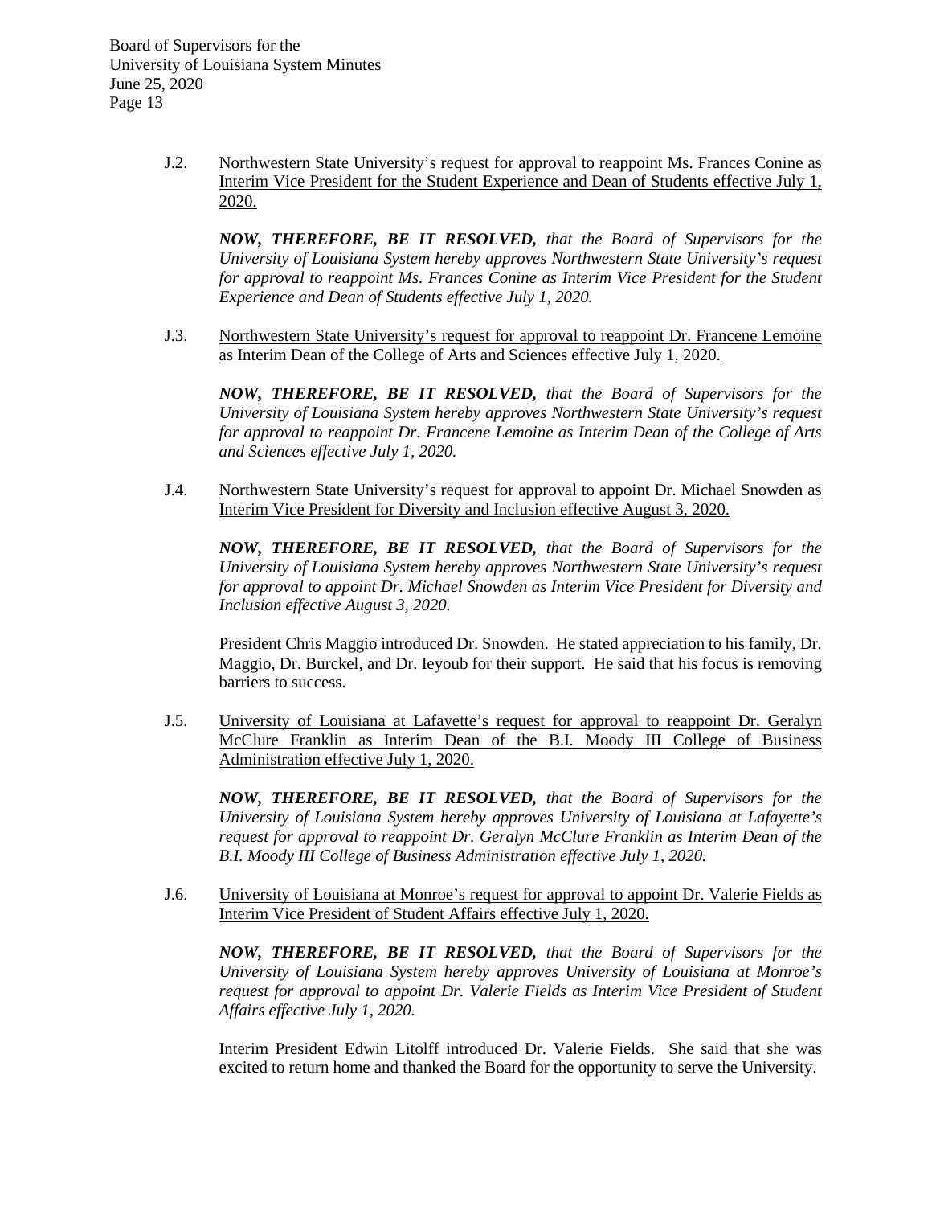J.2. Northwestern State University's request for approval to reappoint Ms. Frances Conine as Interim Vice President for the Student Experience and Dean of Students effective July 1, 2020.

***NOW, THEREFORE, BE IT RESOLVED,*** *that the Board of Supervisors for the University of Louisiana System hereby approves Northwestern State University's request for approval to reappoint Ms. Frances Conine as Interim Vice President for the Student Experience and Dean of Students effective July 1, 2020.*

J.3. Northwestern State University's request for approval to reappoint Dr. Francene Lemoine as Interim Dean of the College of Arts and Sciences effective July 1, 2020.

***NOW, THEREFORE, BE IT RESOLVED,*** *that the Board of Supervisors for the University of Louisiana System hereby approves Northwestern State University's request for approval to reappoint Dr. Francene Lemoine as Interim Dean of the College of Arts and Sciences effective July 1, 2020.*

J.4. Northwestern State University's request for approval to appoint Dr. Michael Snowden as Interim Vice President for Diversity and Inclusion effective August 3, 2020.

***NOW, THEREFORE, BE IT RESOLVED,*** *that the Board of Supervisors for the University of Louisiana System hereby approves Northwestern State University's request for approval to appoint Dr. Michael Snowden as Interim Vice President for Diversity and Inclusion effective August 3, 2020.*

President Chris Maggio introduced Dr. Snowden. He stated appreciation to his family, Dr. Maggio, Dr. Burckel, and Dr. Ieyoub for their support. He said that his focus is removing barriers to success.

J.5. University of Louisiana at Lafayette's request for approval to reappoint Dr. Geralyn McClure Franklin as Interim Dean of the B.I. Moody III College of Business Administration effective July 1, 2020.

***NOW, THEREFORE, BE IT RESOLVED,*** *that the Board of Supervisors for the University of Louisiana System hereby approves University of Louisiana at Lafayette's request for approval to reappoint Dr. Geralyn McClure Franklin as Interim Dean of the B.I. Moody III College of Business Administration effective July 1, 2020.*

J.6. University of Louisiana at Monroe's request for approval to appoint Dr. Valerie Fields as Interim Vice President of Student Affairs effective July 1, 2020.

***NOW, THEREFORE, BE IT RESOLVED,*** *that the Board of Supervisors for the University of Louisiana System hereby approves University of Louisiana at Monroe's request for approval to appoint Dr. Valerie Fields as Interim Vice President of Student Affairs effective July 1, 2020.*

Interim President Edwin Litolff introduced Dr. Valerie Fields. She said that she was excited to return home and thanked the Board for the opportunity to serve the University.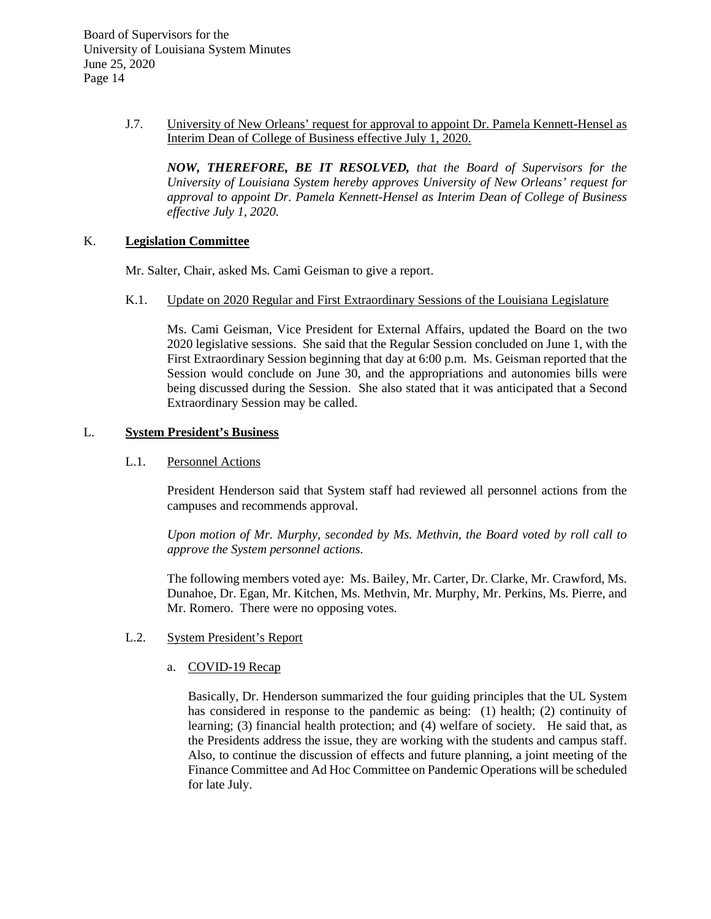J.7. University of New Orleans' request for approval to appoint Dr. Pamela Kennett-Hensel as Interim Dean of College of Business effective July 1, 2020.

***NOW, THEREFORE, BE IT RESOLVED,*** *that the Board of Supervisors for the University of Louisiana System hereby approves University of New Orleans' request for approval to appoint Dr. Pamela Kennett-Hensel as Interim Dean of College of Business effective July 1, 2020.*

## K. Legislation Committee

Mr. Salter, Chair, asked Ms. Cami Geisman to give a report.

K.1. Update on 2020 Regular and First Extraordinary Sessions of the Louisiana Legislature

Ms. Cami Geisman, Vice President for External Affairs, updated the Board on the two 2020 legislative sessions. She said that the Regular Session concluded on June 1, with the First Extraordinary Session beginning that day at 6:00 p.m. Ms. Geisman reported that the Session would conclude on June 30, and the appropriations and autonomies bills were being discussed during the Session. She also stated that it was anticipated that a Second Extraordinary Session may be called.

## L. System President's Business

L.1. Personnel Actions

President Henderson said that System staff had reviewed all personnel actions from the campuses and recommends approval.

*Upon motion of Mr. Murphy, seconded by Ms. Methvin, the Board voted by roll call to approve the System personnel actions.*

The following members voted aye: Ms. Bailey, Mr. Carter, Dr. Clarke, Mr. Crawford, Ms. Dunahoe, Dr. Egan, Mr. Kitchen, Ms. Methvin, Mr. Murphy, Mr. Perkins, Ms. Pierre, and Mr. Romero. There were no opposing votes.

L.2. System President's Report

a. COVID-19 Recap

Basically, Dr. Henderson summarized the four guiding principles that the UL System has considered in response to the pandemic as being: (1) health; (2) continuity of learning; (3) financial health protection; and (4) welfare of society. He said that, as the Presidents address the issue, they are working with the students and campus staff. Also, to continue the discussion of effects and future planning, a joint meeting of the Finance Committee and Ad Hoc Committee on Pandemic Operations will be scheduled for late July.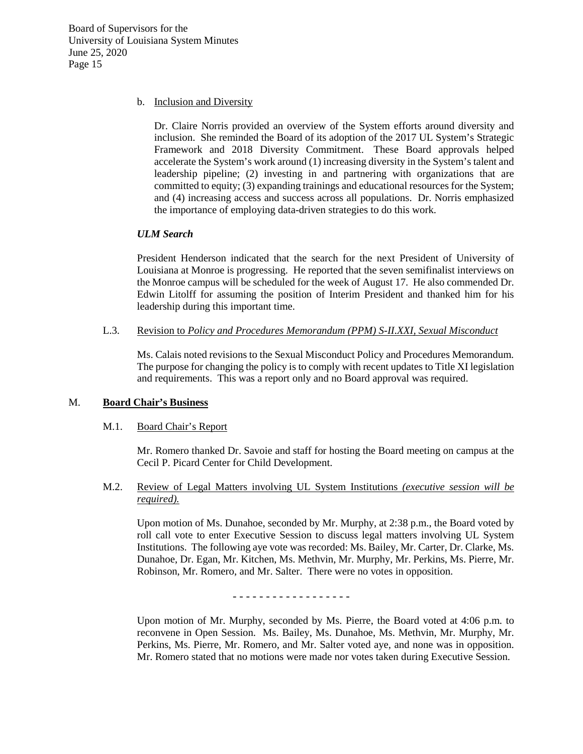b. Inclusion and Diversity

Dr. Claire Norris provided an overview of the System efforts around diversity and inclusion. She reminded the Board of its adoption of the 2017 UL System's Strategic Framework and 2018 Diversity Commitment. These Board approvals helped accelerate the System's work around (1) increasing diversity in the System's talent and leadership pipeline; (2) investing in and partnering with organizations that are committed to equity; (3) expanding trainings and educational resources for the System; and (4) increasing access and success across all populations. Dr. Norris emphasized the importance of employing data-driven strategies to do this work.

***ULM Search***

President Henderson indicated that the search for the next President of University of Louisiana at Monroe is progressing. He reported that the seven semifinalist interviews on the Monroe campus will be scheduled for the week of August 17. He also commended Dr. Edwin Litolff for assuming the position of Interim President and thanked him for his leadership during this important time.

L.3. Revision to *Policy and Procedures Memorandum (PPM) S-II.XXI, Sexual Misconduct*

Ms. Calais noted revisions to the Sexual Misconduct Policy and Procedures Memorandum. The purpose for changing the policy is to comply with recent updates to Title XI legislation and requirements. This was a report only and no Board approval was required.

## M. **Board Chair's Business**

M.1. Board Chair's Report

Mr. Romero thanked Dr. Savoie and staff for hosting the Board meeting on campus at the Cecil P. Picard Center for Child Development.

M.2. Review of Legal Matters involving UL System Institutions *(executive session will be required).*

Upon motion of Ms. Dunahoe, seconded by Mr. Murphy, at 2:38 p.m., the Board voted by roll call vote to enter Executive Session to discuss legal matters involving UL System Institutions. The following aye vote was recorded: Ms. Bailey, Mr. Carter, Dr. Clarke, Ms. Dunahoe, Dr. Egan, Mr. Kitchen, Ms. Methvin, Mr. Murphy, Mr. Perkins, Ms. Pierre, Mr. Robinson, Mr. Romero, and Mr. Salter. There were no votes in opposition.

\- - - - - - - - - - - - - - - - -

Upon motion of Mr. Murphy, seconded by Ms. Pierre, the Board voted at 4:06 p.m. to reconvene in Open Session. Ms. Bailey, Ms. Dunahoe, Ms. Methvin, Mr. Murphy, Mr. Perkins, Ms. Pierre, Mr. Romero, and Mr. Salter voted aye, and none was in opposition. Mr. Romero stated that no motions were made nor votes taken during Executive Session.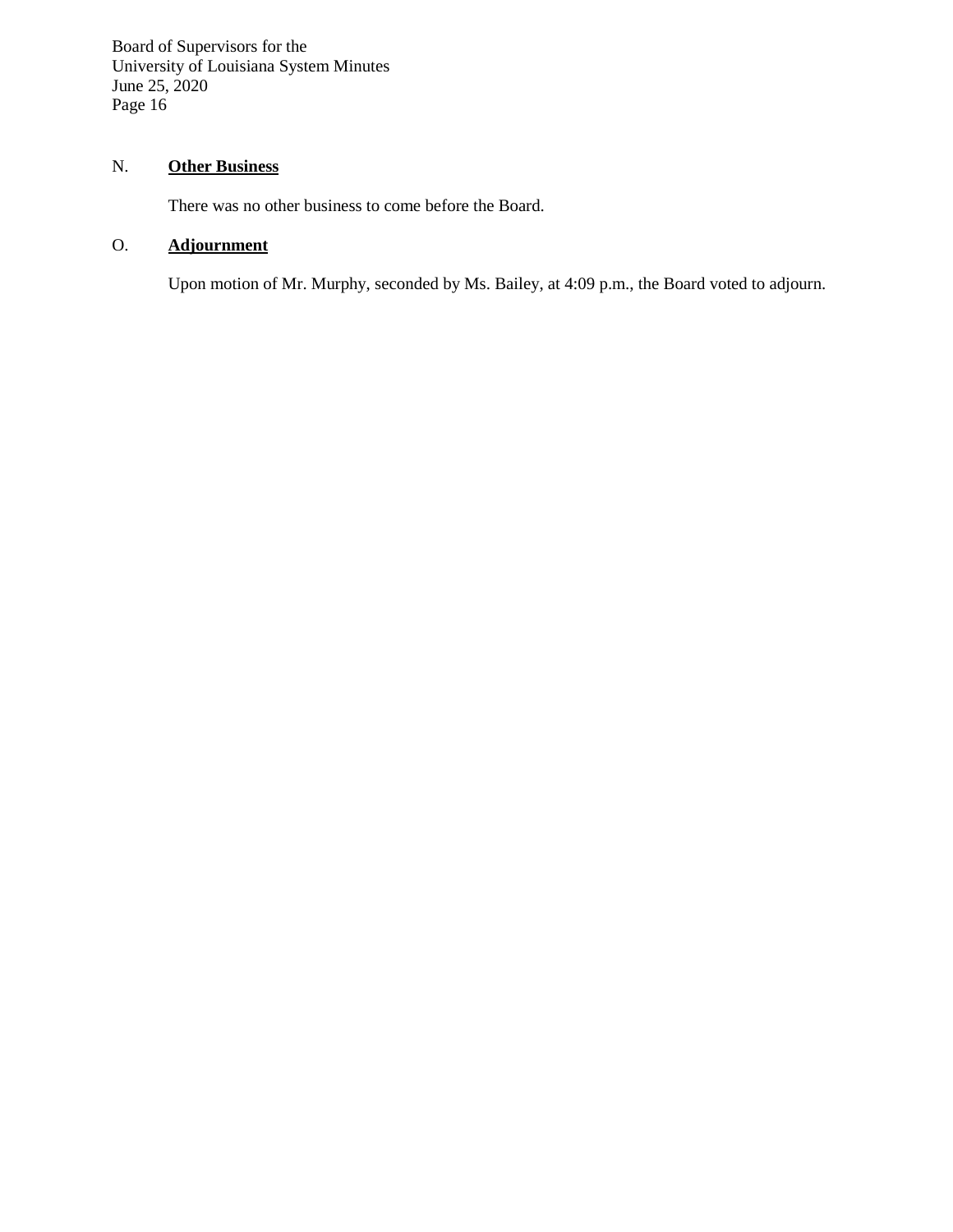## N. **Other Business**

There was no other business to come before the Board.

## O. **Adjournment**

Upon motion of Mr. Murphy, seconded by Ms. Bailey, at 4:09 p.m., the Board voted to adjourn.